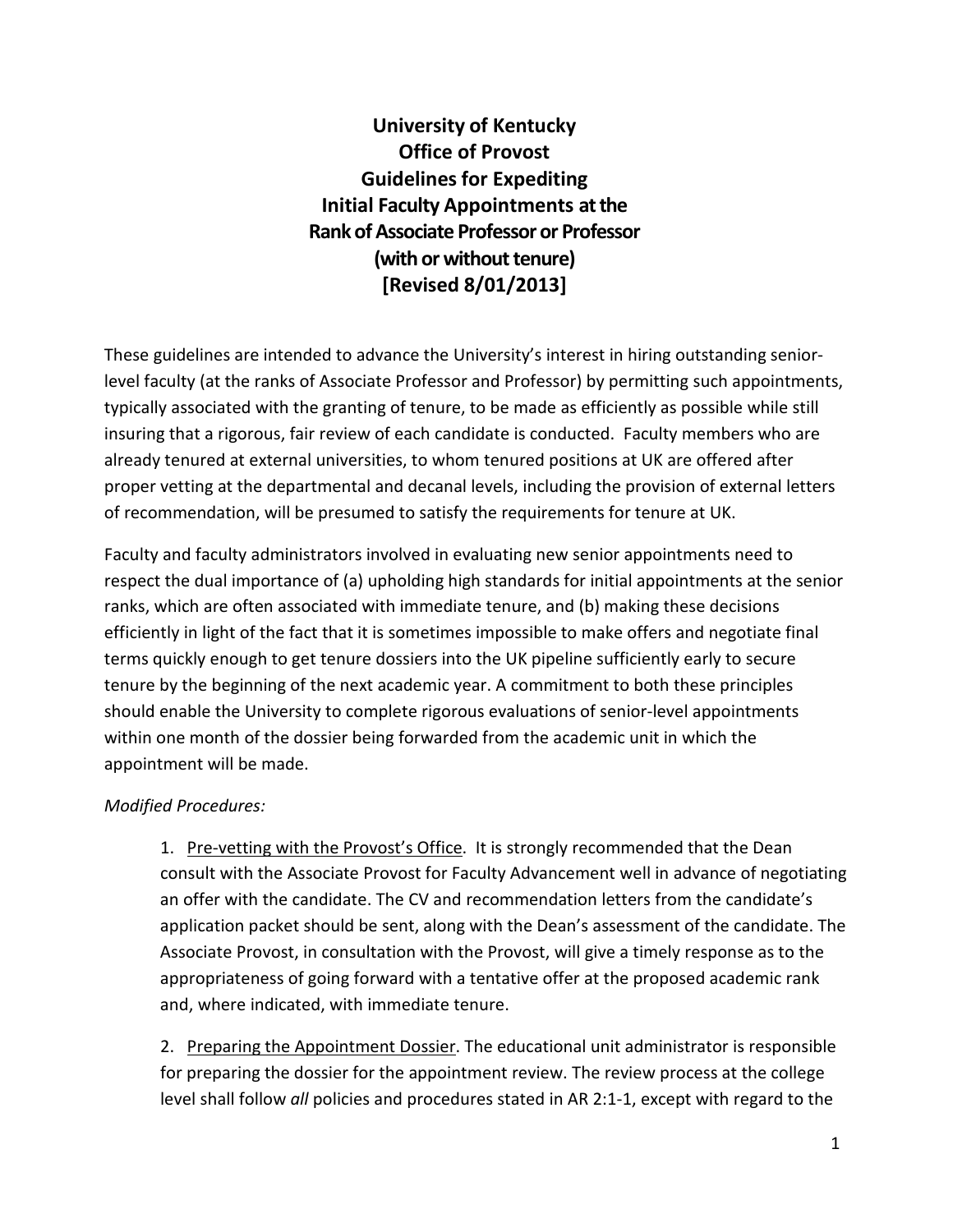# University of Kentucky
# Office of Provost
# Guidelines for Expediting Initial Faculty Appointments at the Rank of Associate Professor or Professor (with or without tenure)
# [Revised 8/01/2013]

These guidelines are intended to advance the University's interest in hiring outstanding senior-level faculty (at the ranks of Associate Professor and Professor) by permitting such appointments, typically associated with the granting of tenure, to be made as efficiently as possible while still insuring that a rigorous, fair review of each candidate is conducted. Faculty members who are already tenured at external universities, to whom tenured positions at UK are offered after proper vetting at the departmental and decanal levels, including the provision of external letters of recommendation, will be presumed to satisfy the requirements for tenure at UK.

Faculty and faculty administrators involved in evaluating new senior appointments need to respect the dual importance of (a) upholding high standards for initial appointments at the senior ranks, which are often associated with immediate tenure, and (b) making these decisions efficiently in light of the fact that it is sometimes impossible to make offers and negotiate final terms quickly enough to get tenure dossiers into the UK pipeline sufficiently early to secure tenure by the beginning of the next academic year. A commitment to both these principles should enable the University to complete rigorous evaluations of senior-level appointments within one month of the dossier being forwarded from the academic unit in which the appointment will be made.

*Modified Procedures:*

1. Pre-vetting with the Provost's Office. It is strongly recommended that the Dean consult with the Associate Provost for Faculty Advancement well in advance of negotiating an offer with the candidate. The CV and recommendation letters from the candidate's application packet should be sent, along with the Dean's assessment of the candidate. The Associate Provost, in consultation with the Provost, will give a timely response as to the appropriateness of going forward with a tentative offer at the proposed academic rank and, where indicated, with immediate tenure.

2. Preparing the Appointment Dossier. The educational unit administrator is responsible for preparing the dossier for the appointment review. The review process at the college level shall follow *all* policies and procedures stated in AR 2:1-1, except with regard to the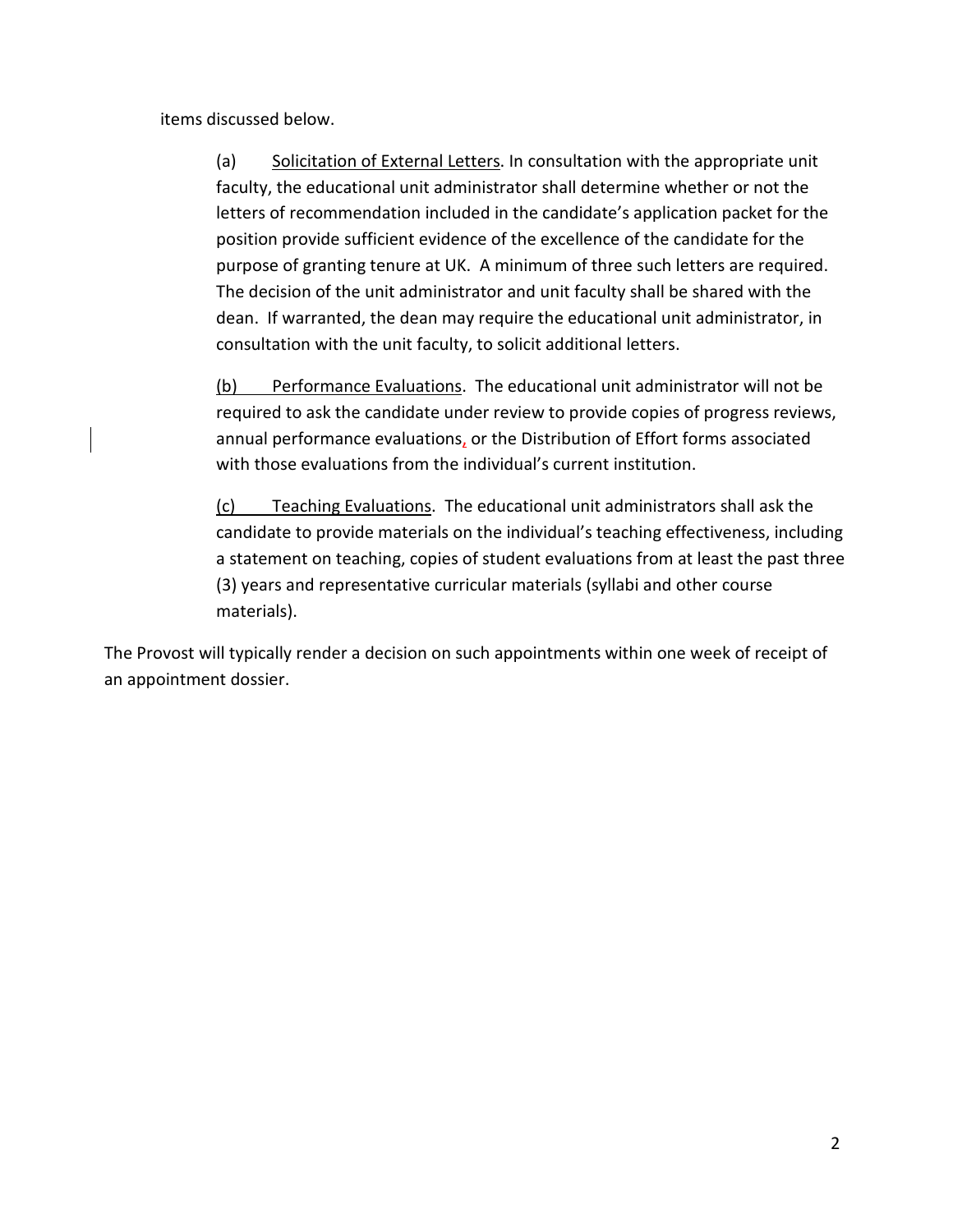items discussed below.

(a) Solicitation of External Letters. In consultation with the appropriate unit faculty, the educational unit administrator shall determine whether or not the letters of recommendation included in the candidate's application packet for the position provide sufficient evidence of the excellence of the candidate for the purpose of granting tenure at UK. A minimum of three such letters are required. The decision of the unit administrator and unit faculty shall be shared with the dean. If warranted, the dean may require the educational unit administrator, in consultation with the unit faculty, to solicit additional letters.

(b) Performance Evaluations. The educational unit administrator will not be required to ask the candidate under review to provide copies of progress reviews, annual performance evaluations, or the Distribution of Effort forms associated with those evaluations from the individual's current institution.

(c) Teaching Evaluations. The educational unit administrators shall ask the candidate to provide materials on the individual's teaching effectiveness, including a statement on teaching, copies of student evaluations from at least the past three (3) years and representative curricular materials (syllabi and other course materials).

The Provost will typically render a decision on such appointments within one week of receipt of an appointment dossier.